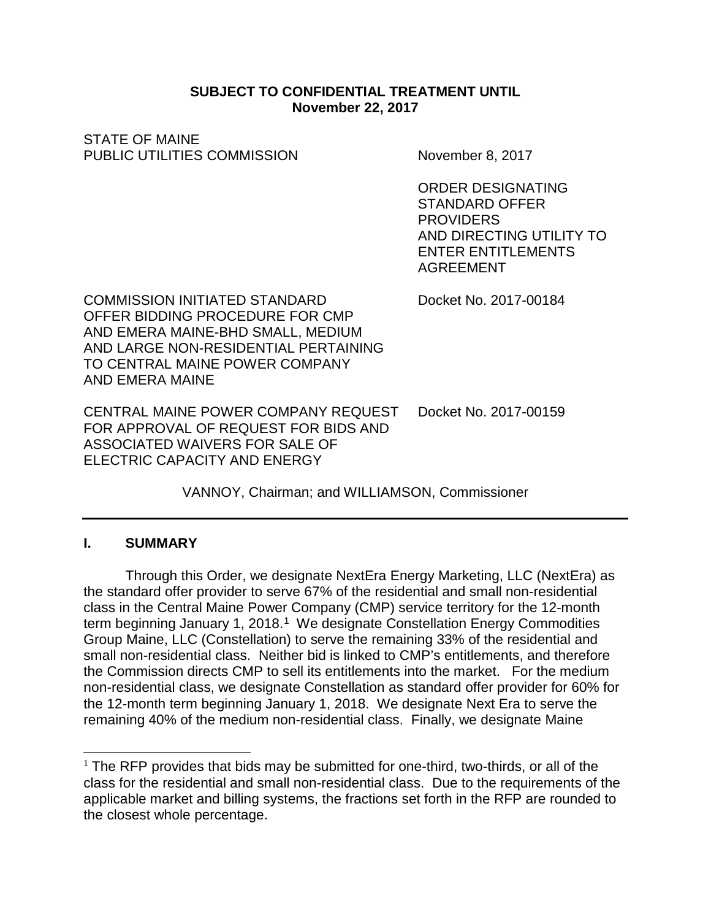**SUBJECT TO CONFIDENTIAL TREATMENT UNTIL**
**November 22, 2017**

STATE OF MAINE
PUBLIC UTILITIES COMMISSION

November 8, 2017

ORDER DESIGNATING STANDARD OFFER PROVIDERS AND DIRECTING UTILITY TO ENTER ENTITLEMENTS AGREEMENT

COMMISSION INITIATED STANDARD OFFER BIDDING PROCEDURE FOR CMP AND EMERA MAINE-BHD SMALL, MEDIUM AND LARGE NON-RESIDENTIAL PERTAINING TO CENTRAL MAINE POWER COMPANY AND EMERA MAINE

Docket No. 2017-00184

CENTRAL MAINE POWER COMPANY REQUEST FOR APPROVAL OF REQUEST FOR BIDS AND ASSOCIATED WAIVERS FOR SALE OF ELECTRIC CAPACITY AND ENERGY

Docket No. 2017-00159

VANNOY, Chairman; and WILLIAMSON, Commissioner

---

## I. SUMMARY

Through this Order, we designate NextEra Energy Marketing, LLC (NextEra) as the standard offer provider to serve 67% of the residential and small non-residential class in the Central Maine Power Company (CMP) service territory for the 12-month term beginning January 1, 2018.[1] We designate Constellation Energy Commodities Group Maine, LLC (Constellation) to serve the remaining 33% of the residential and small non-residential class. Neither bid is linked to CMP's entitlements, and therefore the Commission directs CMP to sell its entitlements into the market. For the medium non-residential class, we designate Constellation as standard offer provider for 60% for the 12-month term beginning January 1, 2018. We designate Next Era to serve the remaining 40% of the medium non-residential class. Finally, we designate Maine

[1] The RFP provides that bids may be submitted for one-third, two-thirds, or all of the class for the residential and small non-residential class. Due to the requirements of the applicable market and billing systems, the fractions set forth in the RFP are rounded to the closest whole percentage.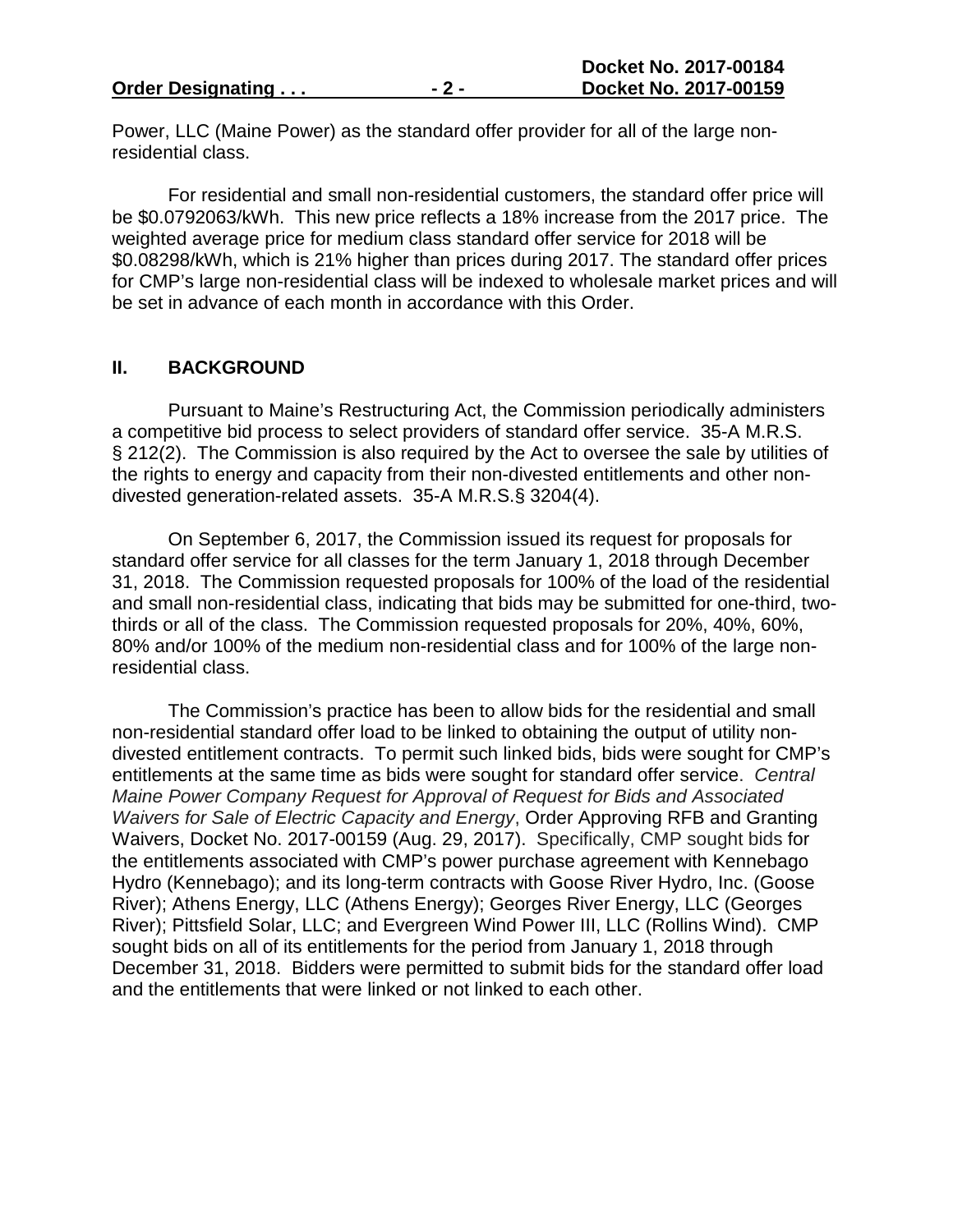Power, LLC (Maine Power) as the standard offer provider for all of the large non-residential class.

For residential and small non-residential customers, the standard offer price will be $0.0792063/kWh. This new price reflects a 18% increase from the 2017 price. The weighted average price for medium class standard offer service for 2018 will be $0.08298/kWh, which is 21% higher than prices during 2017. The standard offer prices for CMP's large non-residential class will be indexed to wholesale market prices and will be set in advance of each month in accordance with this Order.

## II. BACKGROUND

Pursuant to Maine's Restructuring Act, the Commission periodically administers a competitive bid process to select providers of standard offer service. 35-A M.R.S. § 212(2). The Commission is also required by the Act to oversee the sale by utilities of the rights to energy and capacity from their non-divested entitlements and other non-divested generation-related assets. 35-A M.R.S.§ 3204(4).

On September 6, 2017, the Commission issued its request for proposals for standard offer service for all classes for the term January 1, 2018 through December 31, 2018. The Commission requested proposals for 100% of the load of the residential and small non-residential class, indicating that bids may be submitted for one-third, two-thirds or all of the class. The Commission requested proposals for 20%, 40%, 60%, 80% and/or 100% of the medium non-residential class and for 100% of the large non-residential class.

The Commission's practice has been to allow bids for the residential and small non-residential standard offer load to be linked to obtaining the output of utility non-divested entitlement contracts. To permit such linked bids, bids were sought for CMP's entitlements at the same time as bids were sought for standard offer service. *Central Maine Power Company Request for Approval of Request for Bids and Associated Waivers for Sale of Electric Capacity and Energy*, Order Approving RFB and Granting Waivers, Docket No. 2017-00159 (Aug. 29, 2017). Specifically, CMP sought bids for the entitlements associated with CMP's power purchase agreement with Kennebago Hydro (Kennebago); and its long-term contracts with Goose River Hydro, Inc. (Goose River); Athens Energy, LLC (Athens Energy); Georges River Energy, LLC (Georges River); Pittsfield Solar, LLC; and Evergreen Wind Power III, LLC (Rollins Wind). CMP sought bids on all of its entitlements for the period from January 1, 2018 through December 31, 2018. Bidders were permitted to submit bids for the standard offer load and the entitlements that were linked or not linked to each other.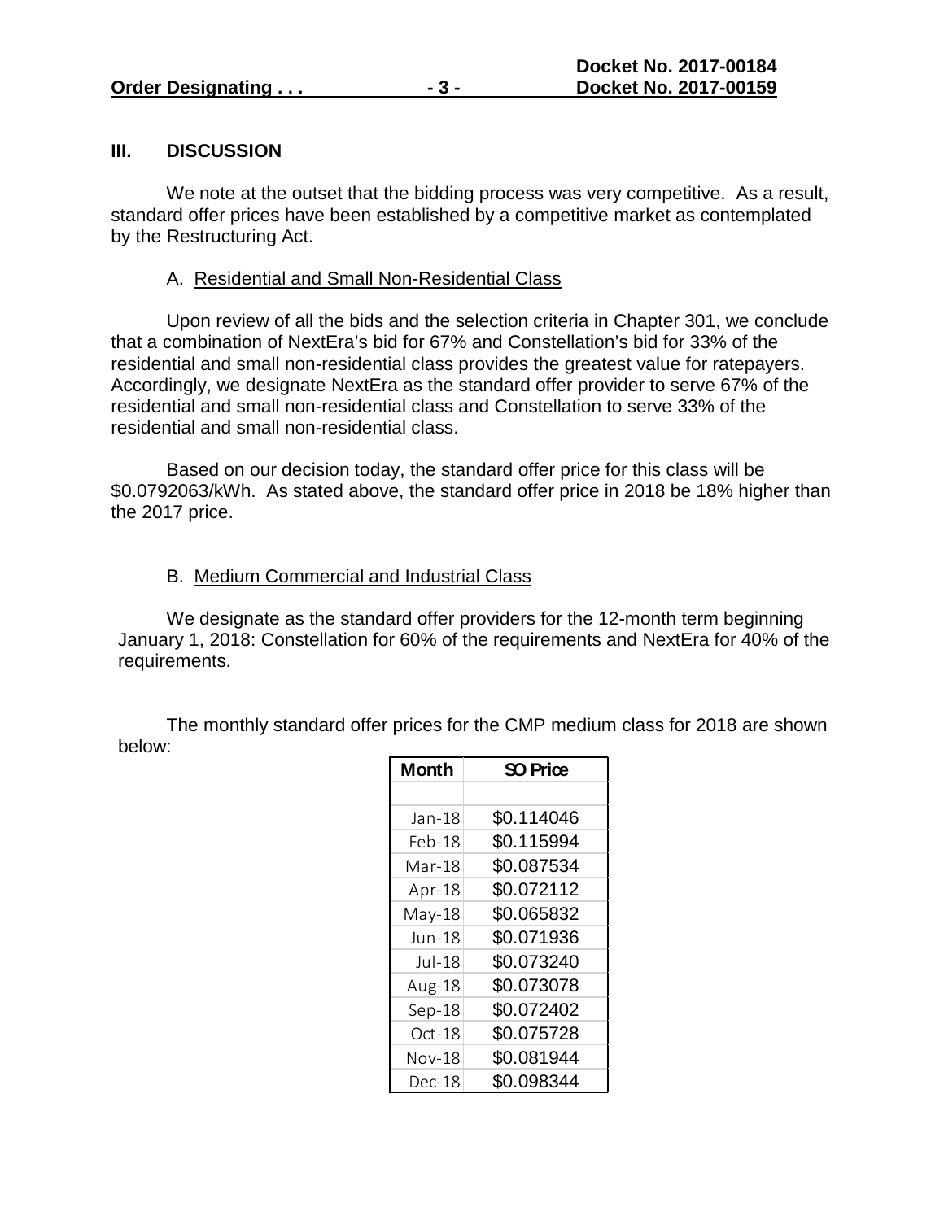## III. DISCUSSION

We note at the outset that the bidding process was very competitive. As a result, standard offer prices have been established by a competitive market as contemplated by the Restructuring Act.

### A. Residential and Small Non-Residential Class

Upon review of all the bids and the selection criteria in Chapter 301, we conclude that a combination of NextEra's bid for 67% and Constellation's bid for 33% of the residential and small non-residential class provides the greatest value for ratepayers. Accordingly, we designate NextEra as the standard offer provider to serve 67% of the residential and small non-residential class and Constellation to serve 33% of the residential and small non-residential class.

Based on our decision today, the standard offer price for this class will be $0.0792063/kWh. As stated above, the standard offer price in 2018 be 18% higher than the 2017 price.

### B. Medium Commercial and Industrial Class

We designate as the standard offer providers for the 12-month term beginning January 1, 2018: Constellation for 60% of the requirements and NextEra for 40% of the requirements.

The monthly standard offer prices for the CMP medium class for 2018 are shown below:

| Month | SO Price |
|---|---|
| Jan-18 | $0.114046 |
| Feb-18 | $0.115994 |
| Mar-18 | $0.087534 |
| Apr-18 | $0.072112 |
| May-18 | $0.065832 |
| Jun-18 | $0.071936 |
| Jul-18 | $0.073240 |
| Aug-18 | $0.073078 |
| Sep-18 | $0.072402 |
| Oct-18 | $0.075728 |
| Nov-18 | $0.081944 |
| Dec-18 | $0.098344 |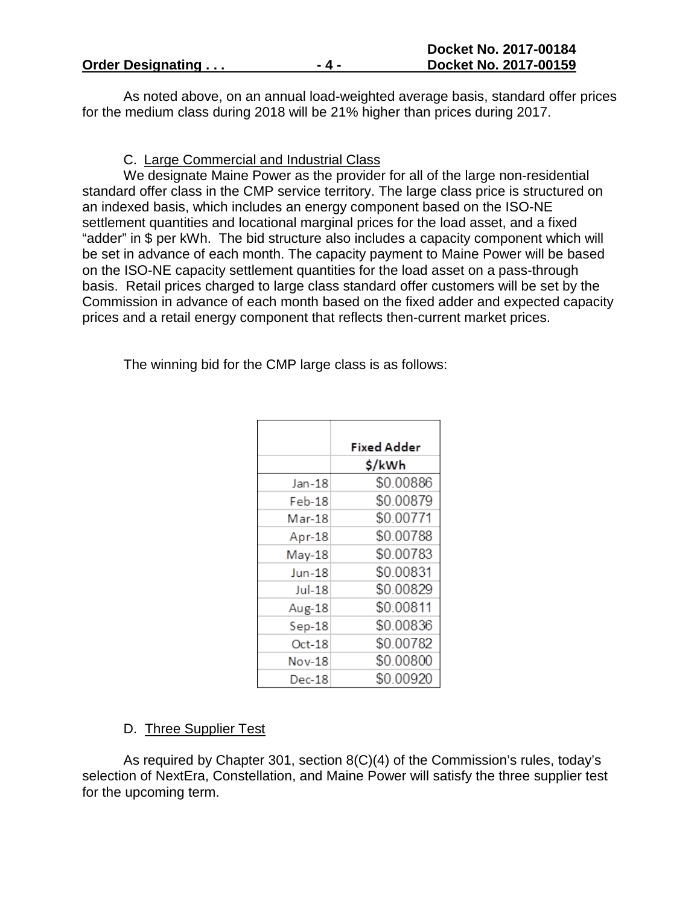As noted above, on an annual load-weighted average basis, standard offer prices for the medium class during 2018 will be 21% higher than prices during 2017.

### C. Large Commercial and Industrial Class

We designate Maine Power as the provider for all of the large non-residential standard offer class in the CMP service territory. The large class price is structured on an indexed basis, which includes an energy component based on the ISO-NE settlement quantities and locational marginal prices for the load asset, and a fixed "adder" in $ per kWh. The bid structure also includes a capacity component which will be set in advance of each month. The capacity payment to Maine Power will be based on the ISO-NE capacity settlement quantities for the load asset on a pass-through basis. Retail prices charged to large class standard offer customers will be set by the Commission in advance of each month based on the fixed adder and expected capacity prices and a retail energy component that reflects then-current market prices.

The winning bid for the CMP large class is as follows:

| | Fixed Adder |
|---|---|
| | $/kWh |
| Jan-18 | $0.00886 |
| Feb-18 | $0.00879 |
| Mar-18 | $0.00771 |
| Apr-18 | $0.00788 |
| May-18 | $0.00783 |
| Jun-18 | $0.00831 |
| Jul-18 | $0.00829 |
| Aug-18 | $0.00811 |
| Sep-18 | $0.00836 |
| Oct-18 | $0.00782 |
| Nov-18 | $0.00800 |
| Dec-18 | $0.00920 |

### D. Three Supplier Test

As required by Chapter 301, section 8(C)(4) of the Commission's rules, today's selection of NextEra, Constellation, and Maine Power will satisfy the three supplier test for the upcoming term.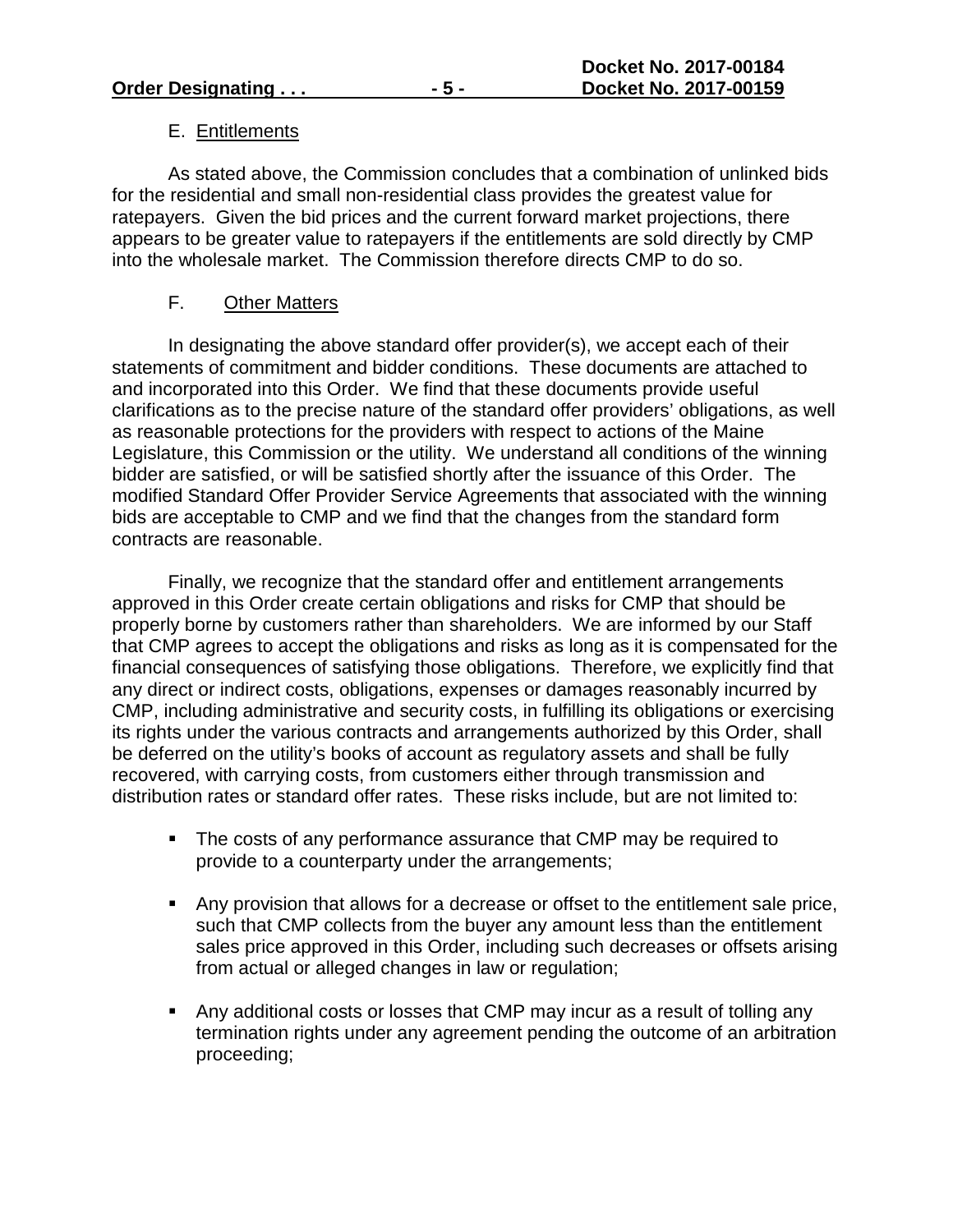### E. Entitlements

As stated above, the Commission concludes that a combination of unlinked bids for the residential and small non-residential class provides the greatest value for ratepayers. Given the bid prices and the current forward market projections, there appears to be greater value to ratepayers if the entitlements are sold directly by CMP into the wholesale market. The Commission therefore directs CMP to do so.

### F. Other Matters

In designating the above standard offer provider(s), we accept each of their statements of commitment and bidder conditions. These documents are attached to and incorporated into this Order. We find that these documents provide useful clarifications as to the precise nature of the standard offer providers' obligations, as well as reasonable protections for the providers with respect to actions of the Maine Legislature, this Commission or the utility. We understand all conditions of the winning bidder are satisfied, or will be satisfied shortly after the issuance of this Order. The modified Standard Offer Provider Service Agreements that associated with the winning bids are acceptable to CMP and we find that the changes from the standard form contracts are reasonable.

Finally, we recognize that the standard offer and entitlement arrangements approved in this Order create certain obligations and risks for CMP that should be properly borne by customers rather than shareholders. We are informed by our Staff that CMP agrees to accept the obligations and risks as long as it is compensated for the financial consequences of satisfying those obligations. Therefore, we explicitly find that any direct or indirect costs, obligations, expenses or damages reasonably incurred by CMP, including administrative and security costs, in fulfilling its obligations or exercising its rights under the various contracts and arrangements authorized by this Order, shall be deferred on the utility's books of account as regulatory assets and shall be fully recovered, with carrying costs, from customers either through transmission and distribution rates or standard offer rates. These risks include, but are not limited to:

- The costs of any performance assurance that CMP may be required to provide to a counterparty under the arrangements;
- Any provision that allows for a decrease or offset to the entitlement sale price, such that CMP collects from the buyer any amount less than the entitlement sales price approved in this Order, including such decreases or offsets arising from actual or alleged changes in law or regulation;
- Any additional costs or losses that CMP may incur as a result of tolling any termination rights under any agreement pending the outcome of an arbitration proceeding;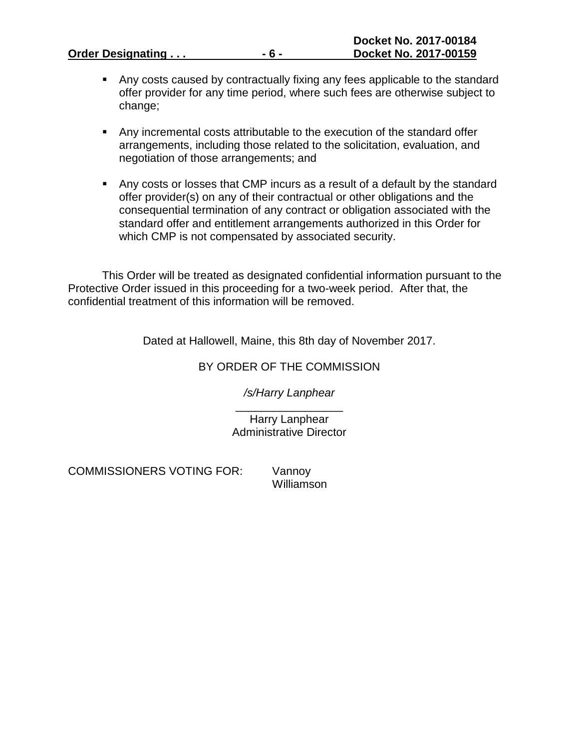- Any costs caused by contractually fixing any fees applicable to the standard offer provider for any time period, where such fees are otherwise subject to change;

- Any incremental costs attributable to the execution of the standard offer arrangements, including those related to the solicitation, evaluation, and negotiation of those arrangements; and

- Any costs or losses that CMP incurs as a result of a default by the standard offer provider(s) on any of their contractual or other obligations and the consequential termination of any contract or obligation associated with the standard offer and entitlement arrangements authorized in this Order for which CMP is not compensated by associated security.

This Order will be treated as designated confidential information pursuant to the Protective Order issued in this proceeding for a two-week period. After that, the confidential treatment of this information will be removed.

Dated at Hallowell, Maine, this 8th day of November 2017.

BY ORDER OF THE COMMISSION

*/s/Harry Lanphear*

\_\_\_\_\_\_\_\_\_\_\_\_\_\_\_\_\_\_

Harry Lanphear
Administrative Director

COMMISSIONERS VOTING FOR: Vannoy
Williamson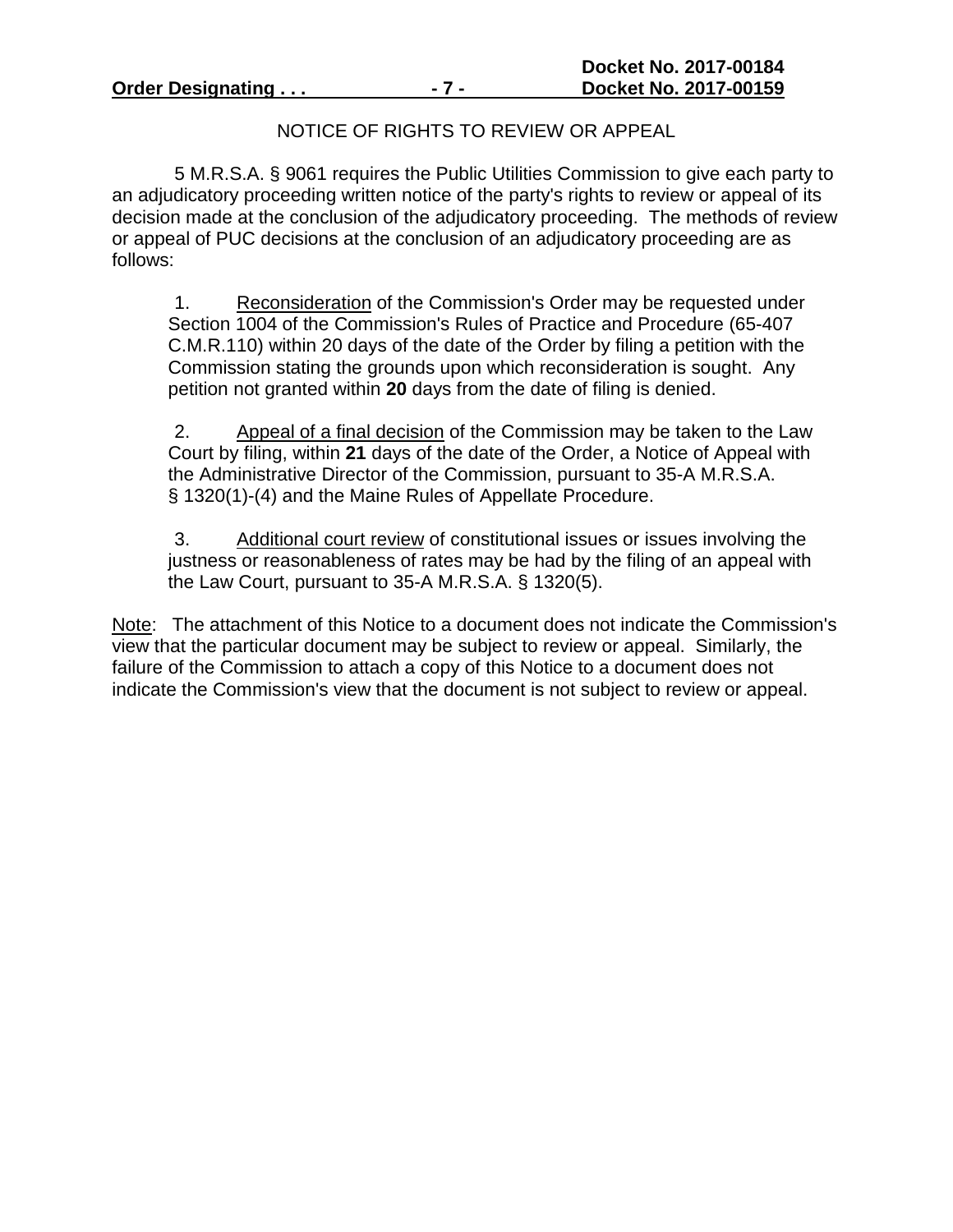NOTICE OF RIGHTS TO REVIEW OR APPEAL

5 M.R.S.A. § 9061 requires the Public Utilities Commission to give each party to an adjudicatory proceeding written notice of the party's rights to review or appeal of its decision made at the conclusion of the adjudicatory proceeding. The methods of review or appeal of PUC decisions at the conclusion of an adjudicatory proceeding are as follows:

1. Reconsideration of the Commission's Order may be requested under Section 1004 of the Commission's Rules of Practice and Procedure (65-407 C.M.R.110) within 20 days of the date of the Order by filing a petition with the Commission stating the grounds upon which reconsideration is sought. Any petition not granted within **20** days from the date of filing is denied.

2. Appeal of a final decision of the Commission may be taken to the Law Court by filing, within **21** days of the date of the Order, a Notice of Appeal with the Administrative Director of the Commission, pursuant to 35-A M.R.S.A. § 1320(1)-(4) and the Maine Rules of Appellate Procedure.

3. Additional court review of constitutional issues or issues involving the justness or reasonableness of rates may be had by the filing of an appeal with the Law Court, pursuant to 35-A M.R.S.A. § 1320(5).

Note: The attachment of this Notice to a document does not indicate the Commission's view that the particular document may be subject to review or appeal. Similarly, the failure of the Commission to attach a copy of this Notice to a document does not indicate the Commission's view that the document is not subject to review or appeal.